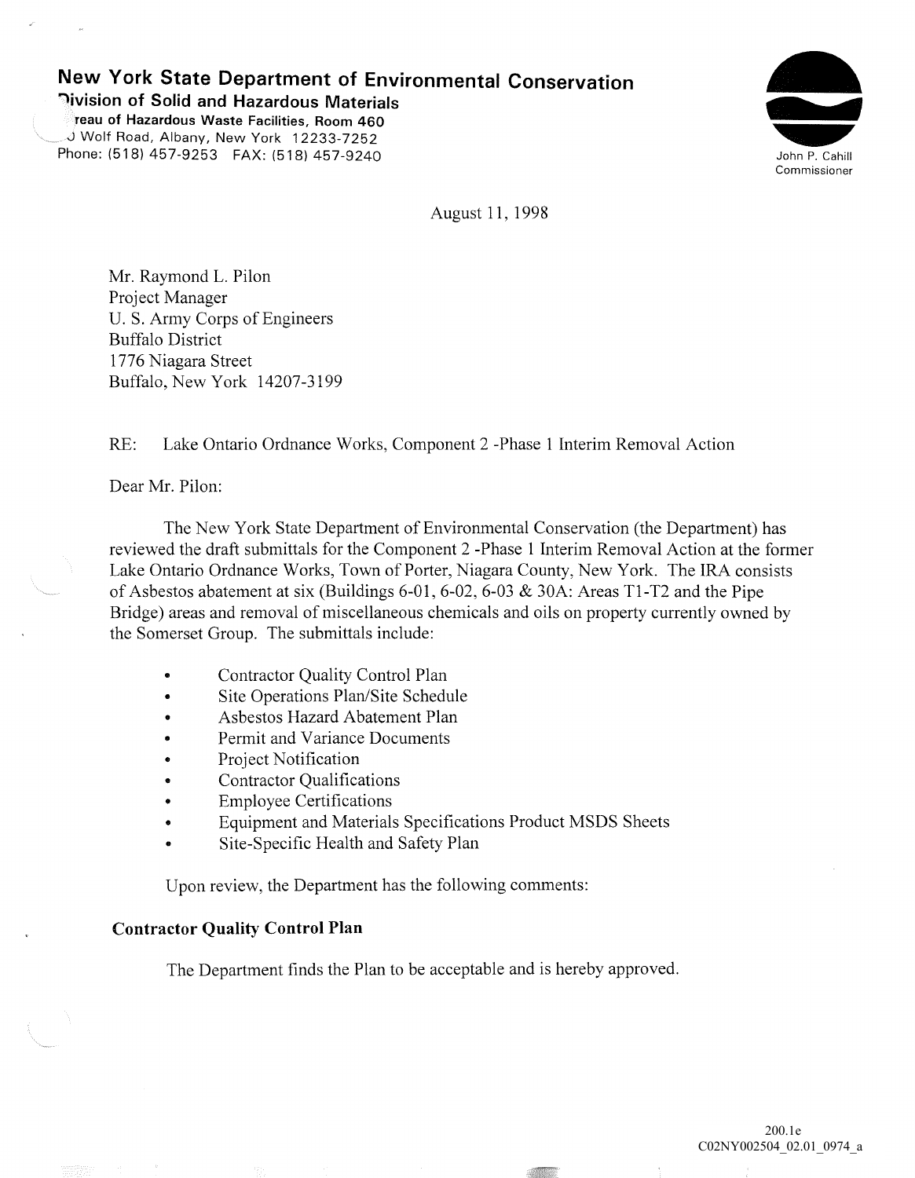**New York State Department of Environmental Conservation**
**Division of Solid and Hazardous Materials**
**Bureau of Hazardous Waste Facilities, Room 460**
50 Wolf Road, Albany, New York 12233-7252
Phone: (518) 457-9253 FAX: (518) 457-9240

John P. Cahill
Commissioner

August 11, 1998

Mr. Raymond L. Pilon
Project Manager
U. S. Army Corps of Engineers
Buffalo District
1776 Niagara Street
Buffalo, New York 14207-3199

RE: Lake Ontario Ordnance Works, Component 2 -Phase 1 Interim Removal Action

Dear Mr. Pilon:

The New York State Department of Environmental Conservation (the Department) has reviewed the draft submittals for the Component 2 -Phase 1 Interim Removal Action at the former Lake Ontario Ordnance Works, Town of Porter, Niagara County, New York. The IRA consists of Asbestos abatement at six (Buildings 6-01, 6-02, 6-03 & 30A: Areas T1-T2 and the Pipe Bridge) areas and removal of miscellaneous chemicals and oils on property currently owned by the Somerset Group. The submittals include:

- Contractor Quality Control Plan
- Site Operations Plan/Site Schedule
- Asbestos Hazard Abatement Plan
- Permit and Variance Documents
- Project Notification
- Contractor Qualifications
- Employee Certifications
- Equipment and Materials Specifications Product MSDS Sheets
- Site-Specific Health and Safety Plan

Upon review, the Department has the following comments:

**Contractor Quality Control Plan**

The Department finds the Plan to be acceptable and is hereby approved.

200.1e
C02NY002504_02.01_0974_a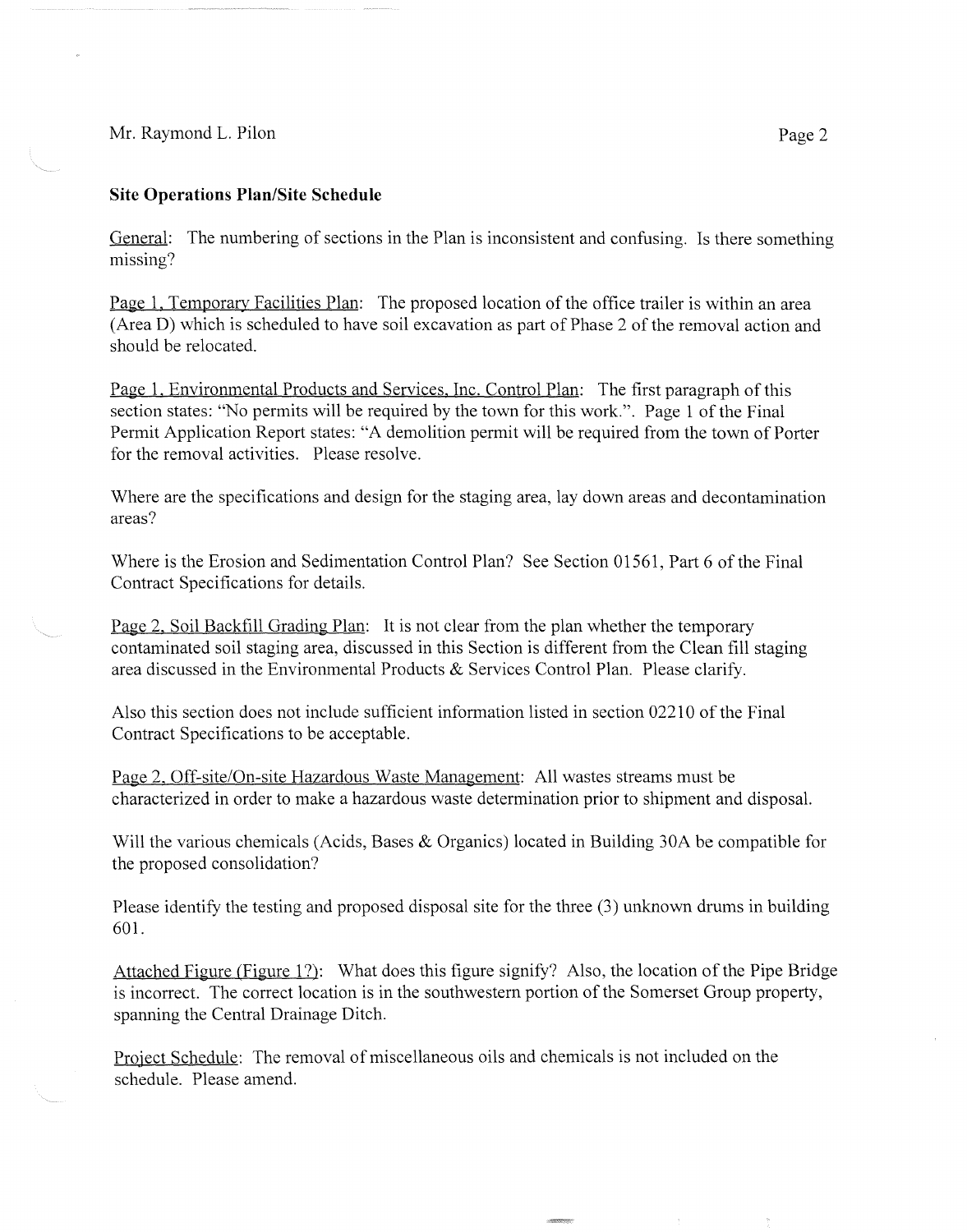Mr. Raymond L. Pilon

**Site Operations Plan/Site Schedule**

General: The numbering of sections in the Plan is inconsistent and confusing. Is there something missing?

Page 1, Temporary Facilities Plan: The proposed location of the office trailer is within an area (Area D) which is scheduled to have soil excavation as part of Phase 2 of the removal action and should be relocated.

Page 1, Environmental Products and Services, Inc. Control Plan: The first paragraph of this section states: "No permits will be required by the town for this work.". Page 1 of the Final Permit Application Report states: "A demolition permit will be required from the town of Porter for the removal activities. Please resolve.

Where are the specifications and design for the staging area, lay down areas and decontamination areas?

Where is the Erosion and Sedimentation Control Plan? See Section 01561, Part 6 of the Final Contract Specifications for details.

Page 2, Soil Backfill Grading Plan: It is not clear from the plan whether the temporary contaminated soil staging area, discussed in this Section is different from the Clean fill staging area discussed in the Environmental Products & Services Control Plan. Please clarify.

Also this section does not include sufficient information listed in section 02210 of the Final Contract Specifications to be acceptable.

Page 2, Off-site/On-site Hazardous Waste Management: All wastes streams must be characterized in order to make a hazardous waste determination prior to shipment and disposal.

Will the various chemicals (Acids, Bases & Organics) located in Building 30A be compatible for the proposed consolidation?

Please identify the testing and proposed disposal site for the three (3) unknown drums in building 601.

Attached Figure (Figure 1?): What does this figure signify? Also, the location of the Pipe Bridge is incorrect. The correct location is in the southwestern portion of the Somerset Group property, spanning the Central Drainage Ditch.

Project Schedule: The removal of miscellaneous oils and chemicals is not included on the schedule. Please amend.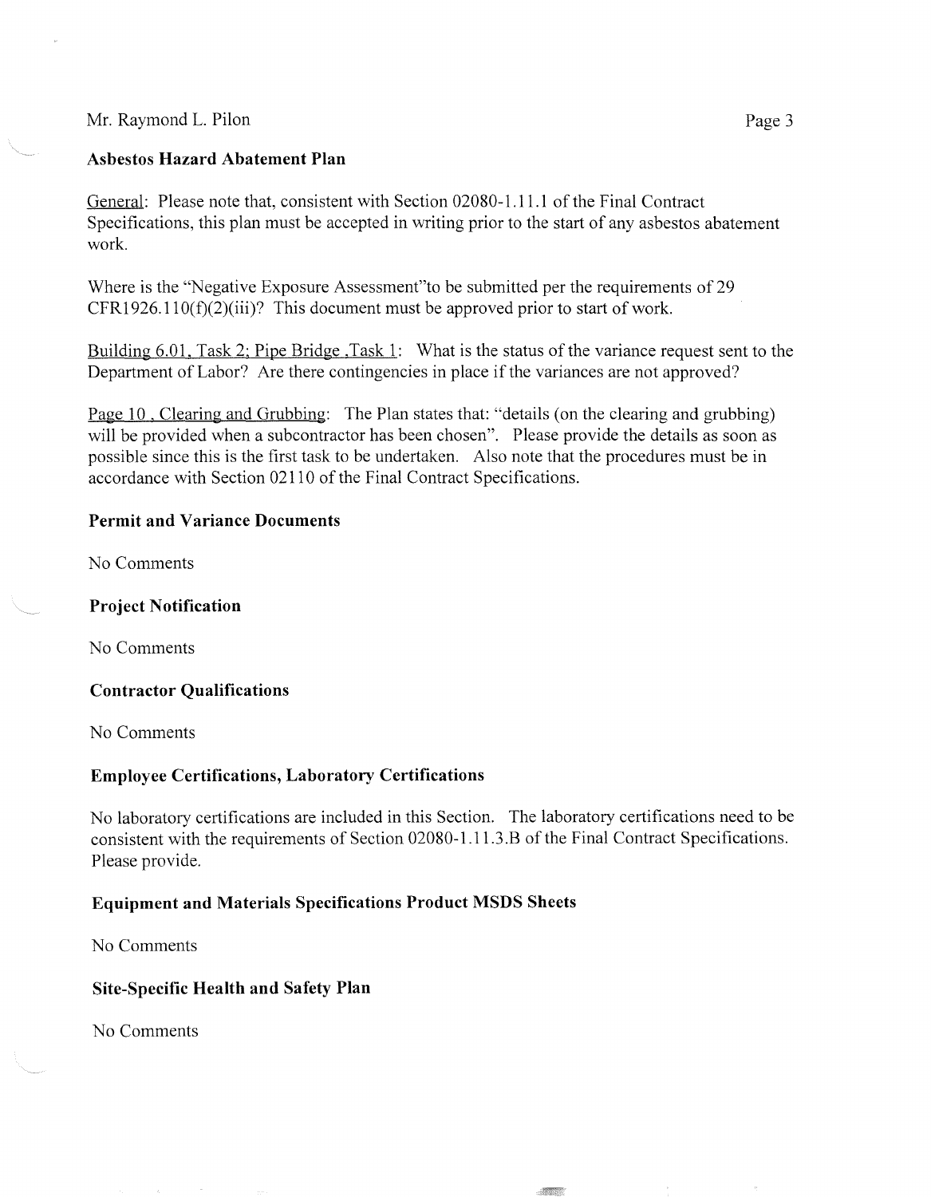Mr. Raymond L. Pilon

### Asbestos Hazard Abatement Plan

General: Please note that, consistent with Section 02080-1.11.1 of the Final Contract Specifications, this plan must be accepted in writing prior to the start of any asbestos abatement work.

Where is the "Negative Exposure Assessment"to be submitted per the requirements of 29 CFR1926.110(f)(2)(iii)? This document must be approved prior to start of work.

Building 6.01, Task 2; Pipe Bridge ,Task 1: What is the status of the variance request sent to the Department of Labor? Are there contingencies in place if the variances are not approved?

Page 10 , Clearing and Grubbing: The Plan states that: "details (on the clearing and grubbing) will be provided when a subcontractor has been chosen". Please provide the details as soon as possible since this is the first task to be undertaken. Also note that the procedures must be in accordance with Section 02110 of the Final Contract Specifications.

### Permit and Variance Documents

No Comments

### Project Notification

No Comments

### Contractor Qualifications

No Comments

### Employee Certifications, Laboratory Certifications

No laboratory certifications are included in this Section. The laboratory certifications need to be consistent with the requirements of Section 02080-1.11.3.B of the Final Contract Specifications. Please provide.

### Equipment and Materials Specifications Product MSDS Sheets

No Comments

### Site-Specific Health and Safety Plan

No Comments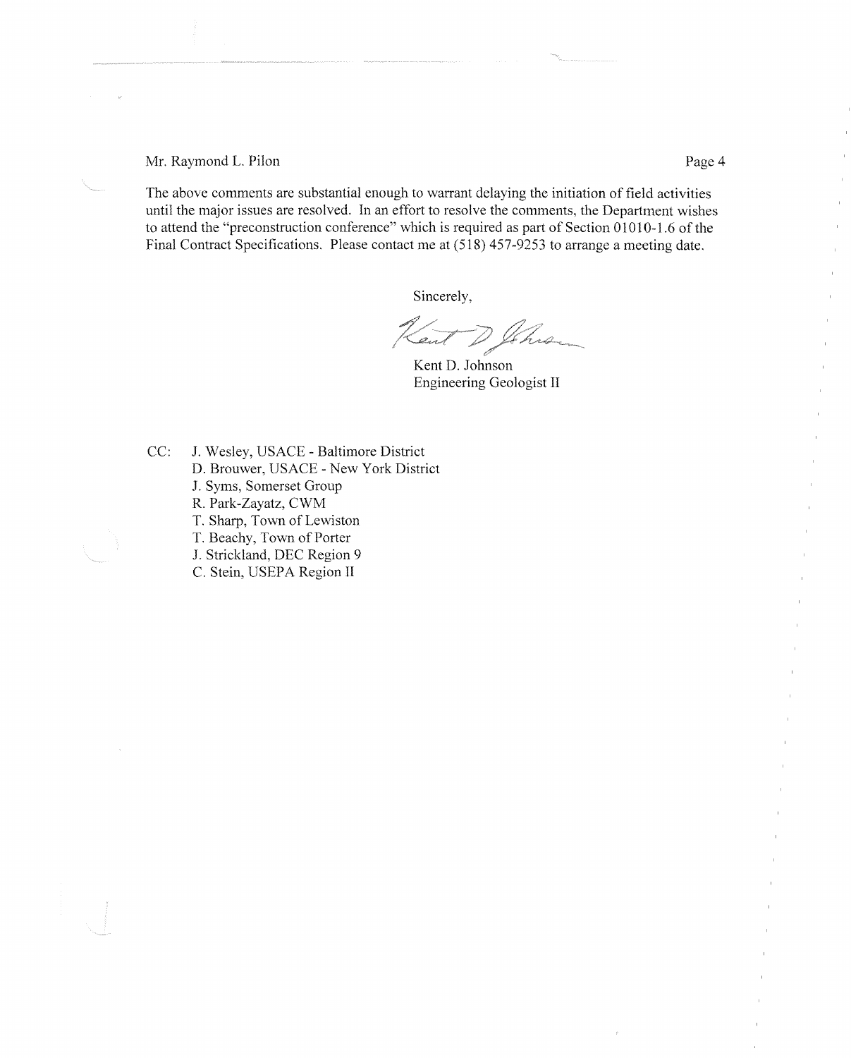Mr. Raymond L. Pilon

The above comments are substantial enough to warrant delaying the initiation of field activities until the major issues are resolved. In an effort to resolve the comments, the Department wishes to attend the "preconstruction conference" which is required as part of Section 01010-1.6 of the Final Contract Specifications. Please contact me at (518) 457-9253 to arrange a meeting date.

Sincerely,

Kent D. Johnson
Engineering Geologist II

CC: J. Wesley, USACE - Baltimore District
D. Brouwer, USACE - New York District
J. Syms, Somerset Group
R. Park-Zayatz, CWM
T. Sharp, Town of Lewiston
T. Beachy, Town of Porter
J. Strickland, DEC Region 9
C. Stein, USEPA Region II